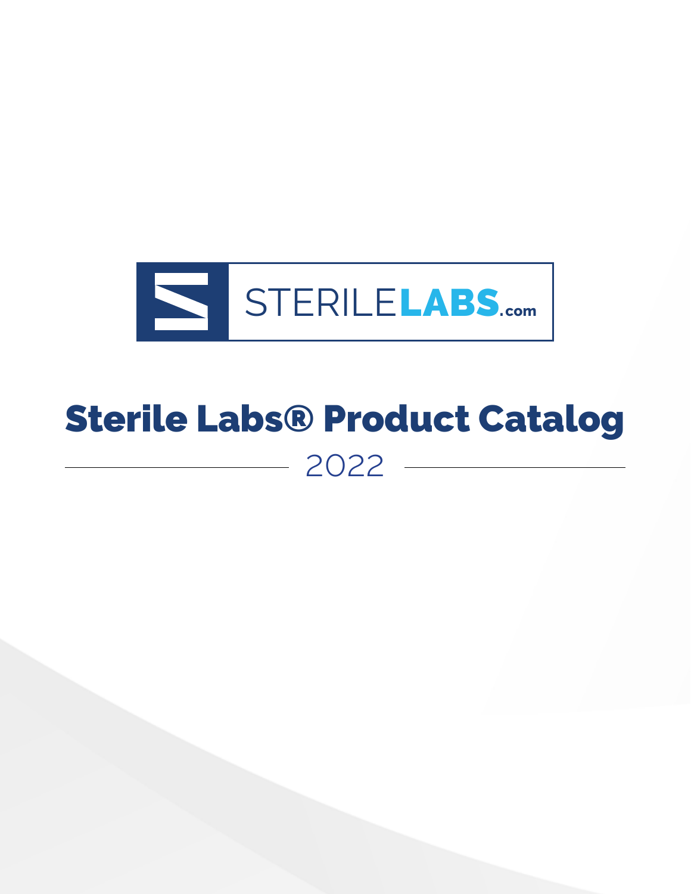STERILELABS.com

# Sterile Labs® Product Catalog

2022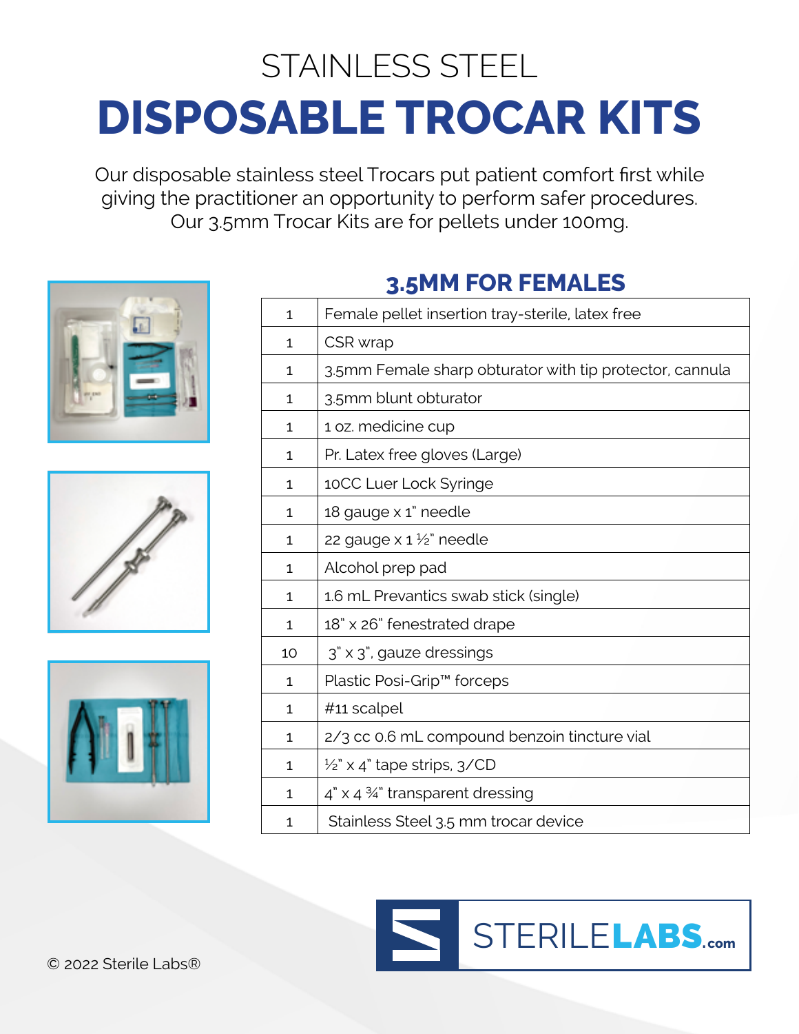# STAINLESS STEEL
# DISPOSABLE TROCAR KITS

Our disposable stainless steel Trocars put patient comfort first while giving the practitioner an opportunity to perform safer procedures. Our 3.5mm Trocar Kits are for pellets under 100mg.

## 3.5MM FOR FEMALES

| | |
|---|---|
| 1 | Female pellet insertion tray-sterile, latex free |
| 1 | CSR wrap |
| 1 | 3.5mm Female sharp obturator with tip protector, cannula |
| 1 | 3.5mm blunt obturator |
| 1 | 1 oz. medicine cup |
| 1 | Pr. Latex free gloves (Large) |
| 1 | 10CC Luer Lock Syringe |
| 1 | 18 gauge x 1" needle |
| 1 | 22 gauge x 1 ½" needle |
| 1 | Alcohol prep pad |
| 1 | 1.6 mL Prevantics swab stick (single) |
| 1 | 18" x 26" fenestrated drape |
| 10 | 3" x 3", gauze dressings |
| 1 | Plastic Posi-Grip™ forceps |
| 1 | #11 scalpel |
| 1 | 2/3 cc 0.6 mL compound benzoin tincture vial |
| 1 | ½" x 4" tape strips, 3/CD |
| 1 | 4" x 4 ¾" transparent dressing |
| 1 | Stainless Steel 3.5 mm trocar device |

STERILELABS.com

© 2022 Sterile Labs®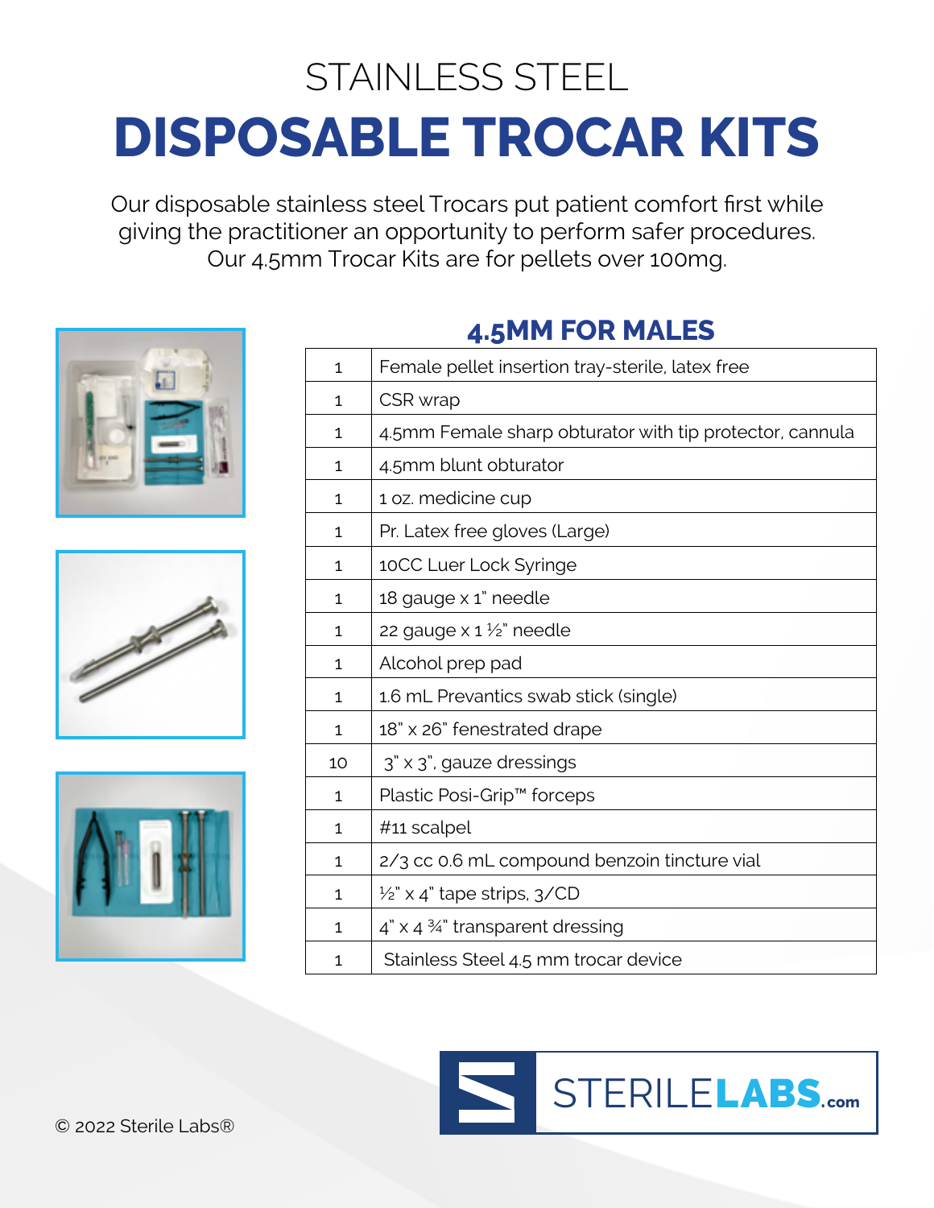# STAINLESS STEEL

# DISPOSABLE TROCAR KITS

Our disposable stainless steel Trocars put patient comfort first while giving the practitioner an opportunity to perform safer procedures. Our 4.5mm Trocar Kits are for pellets over 100mg.

## 4.5MM FOR MALES

| | |
|---|---|
| 1 | Female pellet insertion tray-sterile, latex free |
| 1 | CSR wrap |
| 1 | 4.5mm Female sharp obturator with tip protector, cannula |
| 1 | 4.5mm blunt obturator |
| 1 | 1 oz. medicine cup |
| 1 | Pr. Latex free gloves (Large) |
| 1 | 10CC Luer Lock Syringe |
| 1 | 18 gauge x 1" needle |
| 1 | 22 gauge x 1 ½" needle |
| 1 | Alcohol prep pad |
| 1 | 1.6 mL Prevantics swab stick (single) |
| 1 | 18" x 26" fenestrated drape |
| 10 | 3" x 3", gauze dressings |
| 1 | Plastic Posi-Grip™ forceps |
| 1 | #11 scalpel |
| 1 | 2/3 cc 0.6 mL compound benzoin tincture vial |
| 1 | ½" x 4" tape strips, 3/CD |
| 1 | 4" x 4 ¾" transparent dressing |
| 1 | Stainless Steel 4.5 mm trocar device |

STERILELABS.com

© 2022 Sterile Labs®